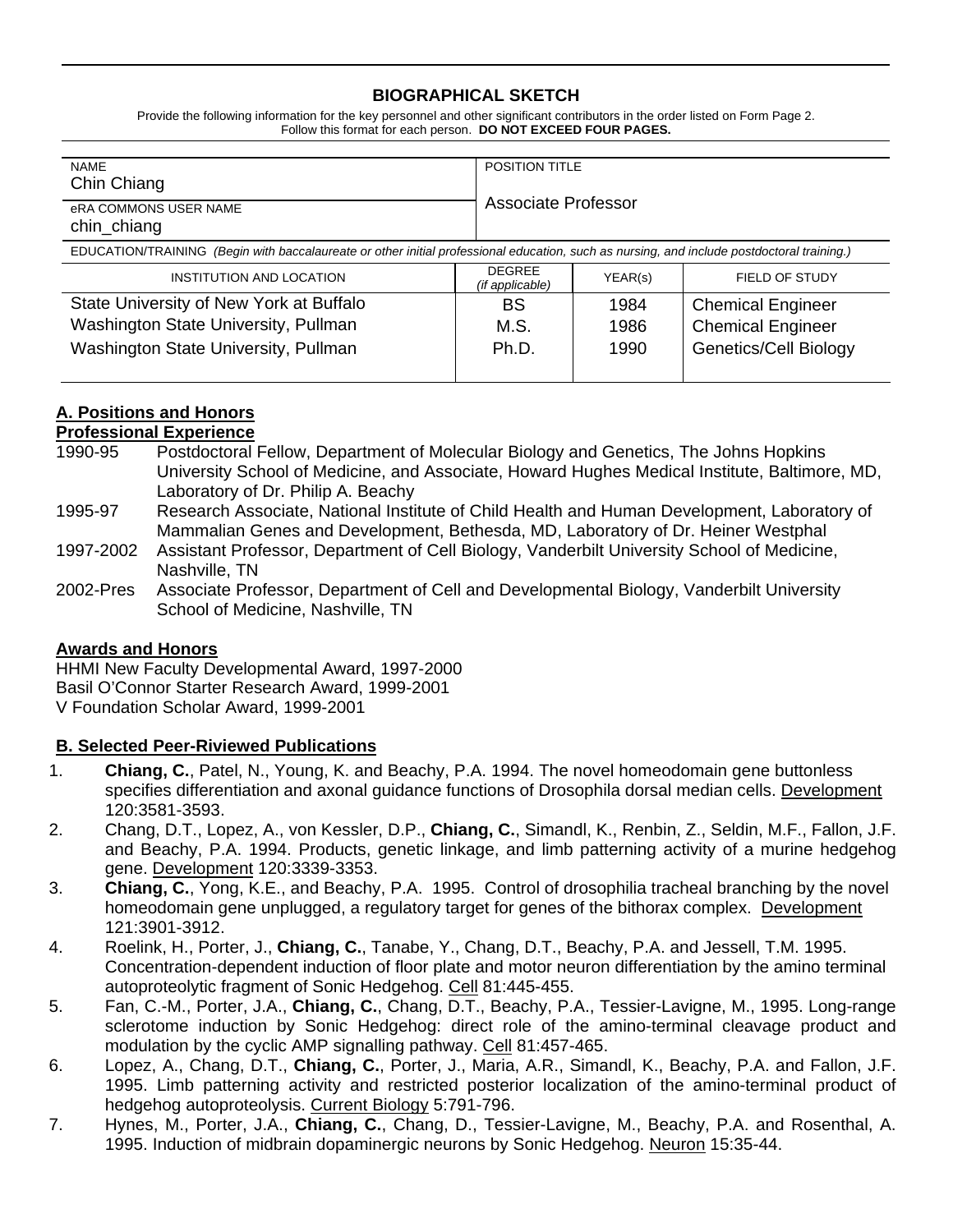# BIOGRAPHICAL SKETCH

Provide the following information for the key personnel and other significant contributors in the order listed on Form Page 2.
Follow this format for each person. **DO NOT EXCEED FOUR PAGES.**

| NAME | POSITION TITLE |
|---|---|
| Chin Chiang | Associate Professor |
| eRA COMMONS USER NAME<br>chin_chiang | |

EDUCATION/TRAINING *(Begin with baccalaureate or other initial professional education, such as nursing, and include postdoctoral training.)*

| INSTITUTION AND LOCATION | DEGREE *(if applicable)* | YEAR(s) | FIELD OF STUDY |
|---|---|---|---|
| State University of New York at Buffalo | BS | 1984 | Chemical Engineer |
| Washington State University, Pullman | M.S. | 1986 | Chemical Engineer |
| Washington State University, Pullman | Ph.D. | 1990 | Genetics/Cell Biology |

## A. Positions and Honors

### Professional Experience

- 1990-95 Postdoctoral Fellow, Department of Molecular Biology and Genetics, The Johns Hopkins University School of Medicine, and Associate, Howard Hughes Medical Institute, Baltimore, MD, Laboratory of Dr. Philip A. Beachy
- 1995-97 Research Associate, National Institute of Child Health and Human Development, Laboratory of Mammalian Genes and Development, Bethesda, MD, Laboratory of Dr. Heiner Westphal
- 1997-2002 Assistant Professor, Department of Cell Biology, Vanderbilt University School of Medicine, Nashville, TN
- 2002-Pres Associate Professor, Department of Cell and Developmental Biology, Vanderbilt University School of Medicine, Nashville, TN

### Awards and Honors

HHMI New Faculty Developmental Award, 1997-2000
Basil O'Connor Starter Research Award, 1999-2001
V Foundation Scholar Award, 1999-2001

## B. Selected Peer-Riviewed Publications

1. **Chiang, C.**, Patel, N., Young, K. and Beachy, P.A. 1994. The novel homeodomain gene buttonless specifies differentiation and axonal guidance functions of Drosophila dorsal median cells. Development 120:3581-3593.
2. Chang, D.T., Lopez, A., von Kessler, D.P., **Chiang, C.**, Simandl, K., Renbin, Z., Seldin, M.F., Fallon, J.F. and Beachy, P.A. 1994. Products, genetic linkage, and limb patterning activity of a murine hedgehog gene. Development 120:3339-3353.
3. **Chiang, C.**, Yong, K.E., and Beachy, P.A. 1995. Control of drosophilia tracheal branching by the novel homeodomain gene unplugged, a regulatory target for genes of the bithorax complex. Development 121:3901-3912.
4. Roelink, H., Porter, J., **Chiang, C.**, Tanabe, Y., Chang, D.T., Beachy, P.A. and Jessell, T.M. 1995. Concentration-dependent induction of floor plate and motor neuron differentiation by the amino terminal autoproteolytic fragment of Sonic Hedgehog. Cell 81:445-455.
5. Fan, C.-M., Porter, J.A., **Chiang, C.**, Chang, D.T., Beachy, P.A., Tessier-Lavigne, M., 1995. Long-range sclerotome induction by Sonic Hedgehog: direct role of the amino-terminal cleavage product and modulation by the cyclic AMP signalling pathway. Cell 81:457-465.
6. Lopez, A., Chang, D.T., **Chiang, C.**, Porter, J., Maria, A.R., Simandl, K., Beachy, P.A. and Fallon, J.F. 1995. Limb patterning activity and restricted posterior localization of the amino-terminal product of hedgehog autoproteolysis. Current Biology 5:791-796.
7. Hynes, M., Porter, J.A., **Chiang, C.**, Chang, D., Tessier-Lavigne, M., Beachy, P.A. and Rosenthal, A. 1995. Induction of midbrain dopaminergic neurons by Sonic Hedgehog. Neuron 15:35-44.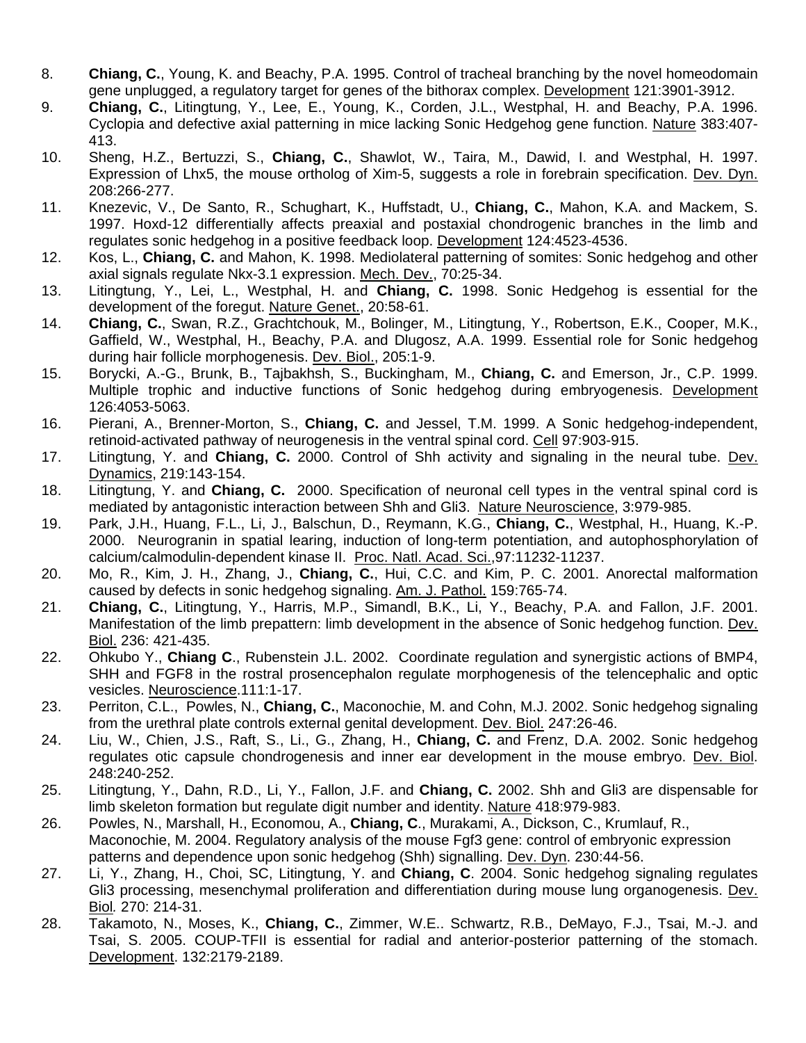8. **Chiang, C.**, Young, K. and Beachy, P.A. 1995. Control of tracheal branching by the novel homeodomain gene unplugged, a regulatory target for genes of the bithorax complex. Development 121:3901-3912.
9. **Chiang, C.**, Litingtung, Y., Lee, E., Young, K., Corden, J.L., Westphal, H. and Beachy, P.A. 1996. Cyclopia and defective axial patterning in mice lacking Sonic Hedgehog gene function. Nature 383:407-413.
10. Sheng, H.Z., Bertuzzi, S., **Chiang, C.**, Shawlot, W., Taira, M., Dawid, I. and Westphal, H. 1997. Expression of Lhx5, the mouse ortholog of Xim-5, suggests a role in forebrain specification. Dev. Dyn. 208:266-277.
11. Knezevic, V., De Santo, R., Schughart, K., Huffstadt, U., **Chiang, C.**, Mahon, K.A. and Mackem, S. 1997. Hoxd-12 differentially affects preaxial and postaxial chondrogenic branches in the limb and regulates sonic hedgehog in a positive feedback loop. Development 124:4523-4536.
12. Kos, L., **Chiang, C.** and Mahon, K. 1998. Mediolateral patterning of somites: Sonic hedgehog and other axial signals regulate Nkx-3.1 expression. Mech. Dev., 70:25-34.
13. Litingtung, Y., Lei, L., Westphal, H. and **Chiang, C.** 1998. Sonic Hedgehog is essential for the development of the foregut. Nature Genet., 20:58-61.
14. **Chiang, C.**, Swan, R.Z., Grachtchouk, M., Bolinger, M., Litingtung, Y., Robertson, E.K., Cooper, M.K., Gaffield, W., Westphal, H., Beachy, P.A. and Dlugosz, A.A. 1999. Essential role for Sonic hedgehog during hair follicle morphogenesis. Dev. Biol., 205:1-9.
15. Borycki, A.-G., Brunk, B., Tajbakhsh, S., Buckingham, M., **Chiang, C.** and Emerson, Jr., C.P. 1999. Multiple trophic and inductive functions of Sonic hedgehog during embryogenesis. Development 126:4053-5063.
16. Pierani, A., Brenner-Morton, S., **Chiang, C.** and Jessel, T.M. 1999. A Sonic hedgehog-independent, retinoid-activated pathway of neurogenesis in the ventral spinal cord. Cell 97:903-915.
17. Litingtung, Y. and **Chiang, C.** 2000. Control of Shh activity and signaling in the neural tube. Dev. Dynamics, 219:143-154.
18. Litingtung, Y. and **Chiang, C.** 2000. Specification of neuronal cell types in the ventral spinal cord is mediated by antagonistic interaction between Shh and Gli3. Nature Neuroscience, 3:979-985.
19. Park, J.H., Huang, F.L., Li, J., Balschun, D., Reymann, K.G., **Chiang, C.**, Westphal, H., Huang, K.-P. 2000. Neurogranin in spatial learing, induction of long-term potentiation, and autophosphorylation of calcium/calmodulin-dependent kinase II. Proc. Natl. Acad. Sci.,97:11232-11237.
20. Mo, R., Kim, J. H., Zhang, J., **Chiang, C.**, Hui, C.C. and Kim, P. C. 2001. Anorectal malformation caused by defects in sonic hedgehog signaling. Am. J. Pathol. 159:765-74.
21. **Chiang, C.**, Litingtung, Y., Harris, M.P., Simandl, B.K., Li, Y., Beachy, P.A. and Fallon, J.F. 2001. Manifestation of the limb prepattern: limb development in the absence of Sonic hedgehog function. Dev. Biol. 236: 421-435.
22. Ohkubo Y., **Chiang C**., Rubenstein J.L. 2002. Coordinate regulation and synergistic actions of BMP4, SHH and FGF8 in the rostral prosencephalon regulate morphogenesis of the telencephalic and optic vesicles. Neuroscience.111:1-17.
23. Perriton, C.L., Powles, N., **Chiang, C.**, Maconochie, M. and Cohn, M.J. 2002. Sonic hedgehog signaling from the urethral plate controls external genital development. Dev. Biol. 247:26-46.
24. Liu, W., Chien, J.S., Raft, S., Li., G., Zhang, H., **Chiang, C.** and Frenz, D.A. 2002. Sonic hedgehog regulates otic capsule chondrogenesis and inner ear development in the mouse embryo. Dev. Biol. 248:240-252.
25. Litingtung, Y., Dahn, R.D., Li, Y., Fallon, J.F. and **Chiang, C.** 2002. Shh and Gli3 are dispensable for limb skeleton formation but regulate digit number and identity. Nature 418:979-983.
26. Powles, N., Marshall, H., Economou, A., **Chiang, C**., Murakami, A., Dickson, C., Krumlauf, R., Maconochie, M. 2004. Regulatory analysis of the mouse Fgf3 gene: control of embryonic expression patterns and dependence upon sonic hedgehog (Shh) signalling. Dev. Dyn. 230:44-56.
27. Li, Y., Zhang, H., Choi, SC, Litingtung, Y. and **Chiang, C**. 2004. Sonic hedgehog signaling regulates Gli3 processing, mesenchymal proliferation and differentiation during mouse lung organogenesis. Dev. Biol. 270: 214-31.
28. Takamoto, N., Moses, K., **Chiang, C.**, Zimmer, W.E.. Schwartz, R.B., DeMayo, F.J., Tsai, M.-J. and Tsai, S. 2005. COUP-TFII is essential for radial and anterior-posterior patterning of the stomach. Development. 132:2179-2189.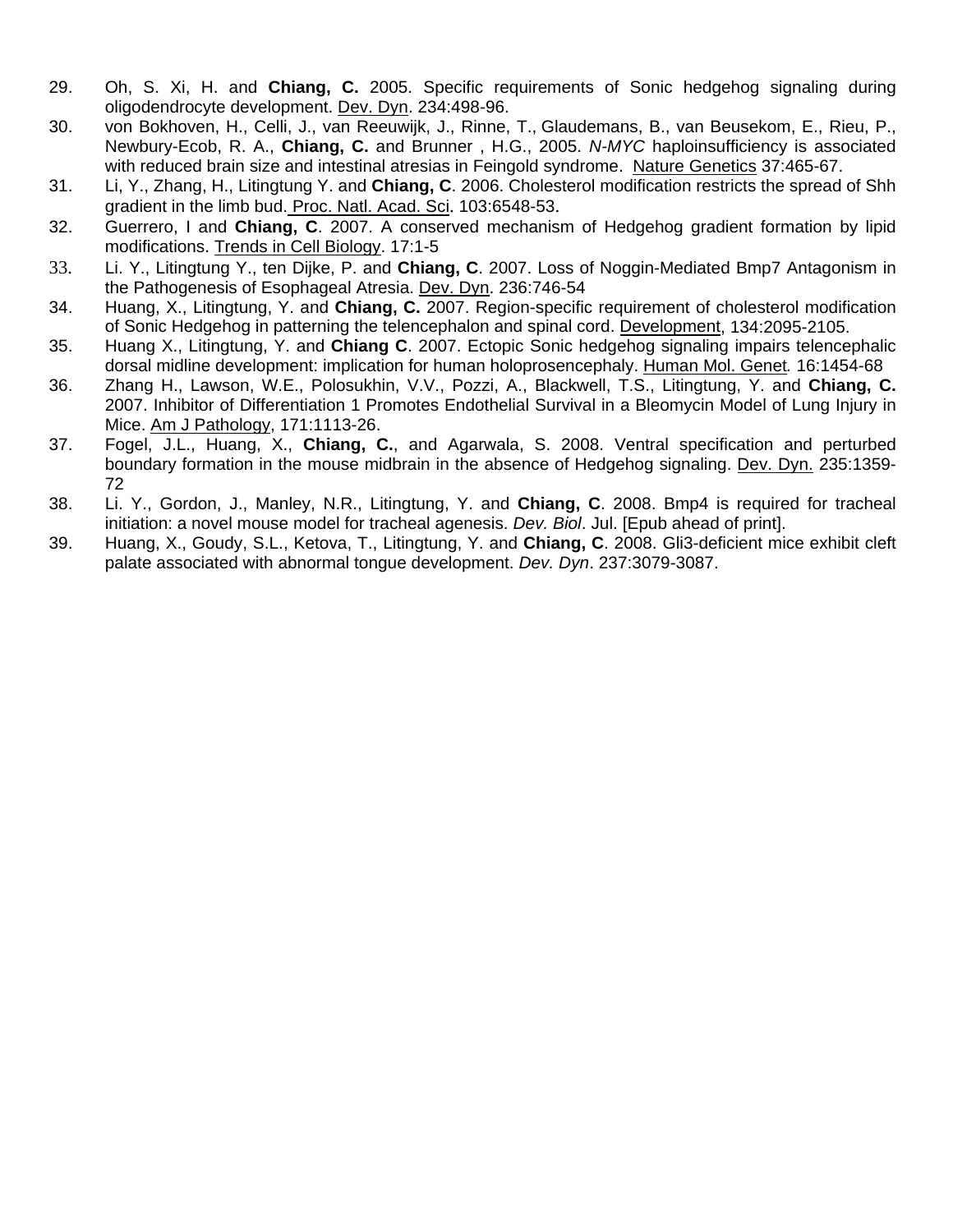29. Oh, S. Xi, H. and **Chiang, C.** 2005. Specific requirements of Sonic hedgehog signaling during oligodendrocyte development. Dev. Dyn. 234:498-96.
30. von Bokhoven, H., Celli, J., van Reeuwijk, J., Rinne, T., Glaudemans, B., van Beusekom, E., Rieu, P., Newbury-Ecob, R. A., **Chiang, C.** and Brunner , H.G., 2005. *N-MYC* haploinsufficiency is associated with reduced brain size and intestinal atresias in Feingold syndrome. Nature Genetics 37:465-67.
31. Li, Y., Zhang, H., Litingtung Y. and **Chiang, C**. 2006. Cholesterol modification restricts the spread of Shh gradient in the limb bud. Proc. Natl. Acad. Sci. 103:6548-53.
32. Guerrero, I and **Chiang, C**. 2007. A conserved mechanism of Hedgehog gradient formation by lipid modifications. Trends in Cell Biology. 17:1-5
33. Li. Y., Litingtung Y., ten Dijke, P. and **Chiang, C**. 2007. Loss of Noggin-Mediated Bmp7 Antagonism in the Pathogenesis of Esophageal Atresia. Dev. Dyn. 236:746-54
34. Huang, X., Litingtung, Y. and **Chiang, C.** 2007. Region-specific requirement of cholesterol modification of Sonic Hedgehog in patterning the telencephalon and spinal cord. Development, 134:2095-2105.
35. Huang X., Litingtung, Y. and **Chiang C**. 2007. Ectopic Sonic hedgehog signaling impairs telencephalic dorsal midline development: implication for human holoprosencephaly. Human Mol. Genet*.* 16:1454-68
36. Zhang H., Lawson, W.E., Polosukhin, V.V., Pozzi, A., Blackwell, T.S., Litingtung, Y. and **Chiang, C.** 2007. Inhibitor of Differentiation 1 Promotes Endothelial Survival in a Bleomycin Model of Lung Injury in Mice. Am J Pathology, 171:1113-26.
37. Fogel, J.L., Huang, X., **Chiang, C.**, and Agarwala, S. 2008. Ventral specification and perturbed boundary formation in the mouse midbrain in the absence of Hedgehog signaling. Dev. Dyn. 235:1359-72
38. Li. Y., Gordon, J., Manley, N.R., Litingtung, Y. and **Chiang, C**. 2008. Bmp4 is required for tracheal initiation: a novel mouse model for tracheal agenesis. *Dev. Biol*. Jul. [Epub ahead of print].
39. Huang, X., Goudy, S.L., Ketova, T., Litingtung, Y. and **Chiang, C**. 2008. Gli3-deficient mice exhibit cleft palate associated with abnormal tongue development. *Dev. Dyn*. 237:3079-3087.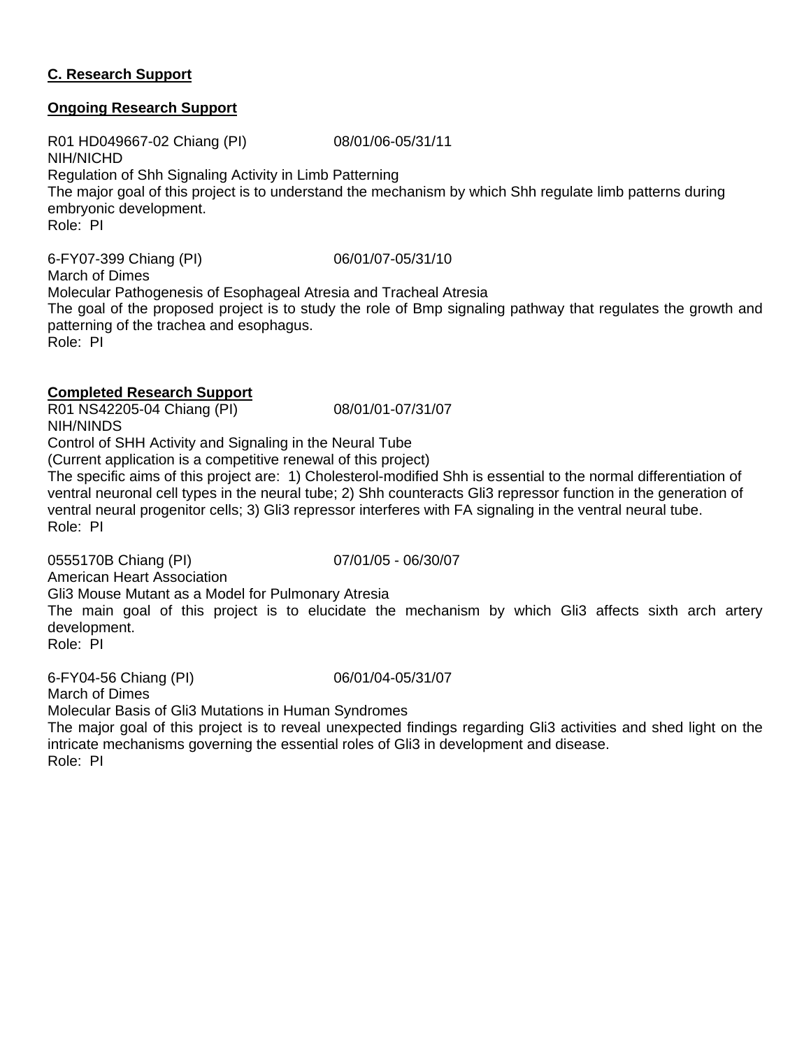**C. Research Support**

**Ongoing Research Support**

R01 HD049667-02 Chiang (PI) 08/01/06-05/31/11
NIH/NICHD
Regulation of Shh Signaling Activity in Limb Patterning
The major goal of this project is to understand the mechanism by which Shh regulate limb patterns during embryonic development.
Role: PI

6-FY07-399 Chiang (PI) 06/01/07-05/31/10
March of Dimes
Molecular Pathogenesis of Esophageal Atresia and Tracheal Atresia
The goal of the proposed project is to study the role of Bmp signaling pathway that regulates the growth and patterning of the trachea and esophagus.
Role: PI

**Completed Research Support**

R01 NS42205-04 Chiang (PI) 08/01/01-07/31/07
NIH/NINDS
Control of SHH Activity and Signaling in the Neural Tube
(Current application is a competitive renewal of this project)
The specific aims of this project are: 1) Cholesterol-modified Shh is essential to the normal differentiation of ventral neuronal cell types in the neural tube; 2) Shh counteracts Gli3 repressor function in the generation of ventral neural progenitor cells; 3) Gli3 repressor interferes with FA signaling in the ventral neural tube.
Role: PI

0555170B Chiang (PI) 07/01/05 - 06/30/07
American Heart Association
Gli3 Mouse Mutant as a Model for Pulmonary Atresia
The main goal of this project is to elucidate the mechanism by which Gli3 affects sixth arch artery development.
Role: PI

6-FY04-56 Chiang (PI) 06/01/04-05/31/07
March of Dimes
Molecular Basis of Gli3 Mutations in Human Syndromes
The major goal of this project is to reveal unexpected findings regarding Gli3 activities and shed light on the intricate mechanisms governing the essential roles of Gli3 in development and disease.
Role: PI